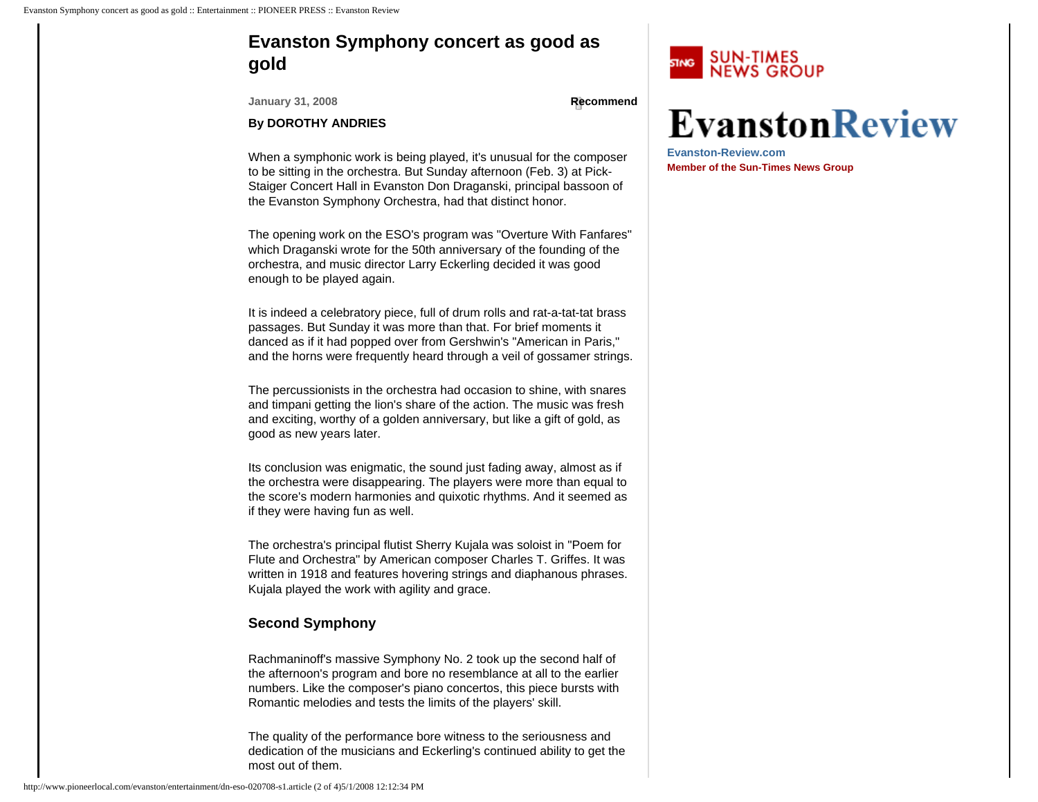# Evanston Symphony concert as good as gold

January 31, 2008

Recommend

**By DOROTHY ANDRIES**

When a symphonic work is being played, it's unusual for the composer to be sitting in the orchestra. But Sunday afternoon (Feb. 3) at Pick-Staiger Concert Hall in Evanston Don Draganski, principal bassoon of the Evanston Symphony Orchestra, had that distinct honor.

The opening work on the ESO's program was "Overture With Fanfares" which Draganski wrote for the 50th anniversary of the founding of the orchestra, and music director Larry Eckerling decided it was good enough to be played again.

It is indeed a celebratory piece, full of drum rolls and rat-a-tat-tat brass passages. But Sunday it was more than that. For brief moments it danced as if it had popped over from Gershwin's "American in Paris," and the horns were frequently heard through a veil of gossamer strings.

The percussionists in the orchestra had occasion to shine, with snares and timpani getting the lion's share of the action. The music was fresh and exciting, worthy of a golden anniversary, but like a gift of gold, as good as new years later.

Its conclusion was enigmatic, the sound just fading away, almost as if the orchestra were disappearing. The players were more than equal to the score's modern harmonies and quixotic rhythms. And it seemed as if they were having fun as well.

The orchestra's principal flutist Sherry Kujala was soloist in "Poem for Flute and Orchestra" by American composer Charles T. Griffes. It was written in 1918 and features hovering strings and diaphanous phrases. Kujala played the work with agility and grace.

## Second Symphony

Rachmaninoff's massive Symphony No. 2 took up the second half of the afternoon's program and bore no resemblance at all to the earlier numbers. Like the composer's piano concertos, this piece bursts with Romantic melodies and tests the limits of the players' skill.

The quality of the performance bore witness to the seriousness and dedication of the musicians and Eckerling's continued ability to get the most out of them.

SUN-TIMES NEWS GROUP

EvanstonReview

**Evanston-Review.com**

**Member of the Sun-Times News Group**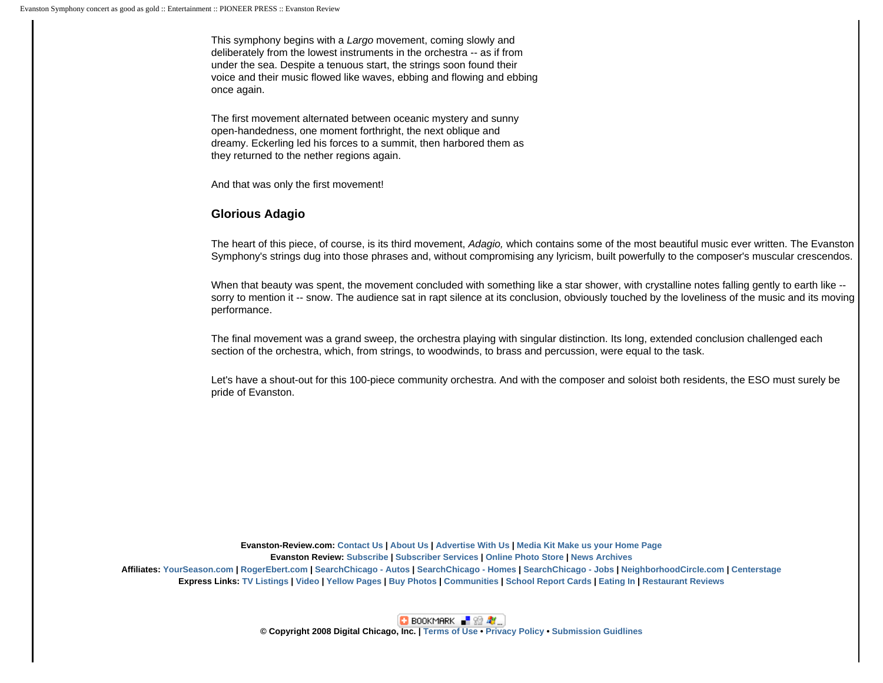This symphony begins with a *Largo* movement, coming slowly and deliberately from the lowest instruments in the orchestra -- as if from under the sea. Despite a tenuous start, the strings soon found their voice and their music flowed like waves, ebbing and flowing and ebbing once again.

The first movement alternated between oceanic mystery and sunny open-handedness, one moment forthright, the next oblique and dreamy. Eckerling led his forces to a summit, then harbored them as they returned to the nether regions again.

And that was only the first movement!

### Glorious Adagio

The heart of this piece, of course, is its third movement, *Adagio,* which contains some of the most beautiful music ever written. The Evanston Symphony's strings dug into those phrases and, without compromising any lyricism, built powerfully to the composer's muscular crescendos.

When that beauty was spent, the movement concluded with something like a star shower, with crystalline notes falling gently to earth like -- sorry to mention it -- snow. The audience sat in rapt silence at its conclusion, obviously touched by the loveliness of the music and its moving performance.

The final movement was a grand sweep, the orchestra playing with singular distinction. Its long, extended conclusion challenged each section of the orchestra, which, from strings, to woodwinds, to brass and percussion, were equal to the task.

Let's have a shout-out for this 100-piece community orchestra. And with the composer and soloist both residents, the ESO must surely be pride of Evanston.

**Evanston-Review.com:** Contact Us | About Us | Advertise With Us | Media Kit Make us your Home Page
**Evanston Review:** Subscribe | Subscriber Services | Online Photo Store | News Archives
**Affiliates:** YourSeason.com | RogerEbert.com | SearchChicago - Autos | SearchChicago - Homes | SearchChicago - Jobs | NeighborhoodCircle.com | Centerstage
**Express Links:** TV Listings | Video | Yellow Pages | Buy Photos | Communities | School Report Cards | Eating In | Restaurant Reviews

BOOKMARK

**© Copyright 2008 Digital Chicago, Inc. |** Terms of Use • Privacy Policy • Submission Guidlines